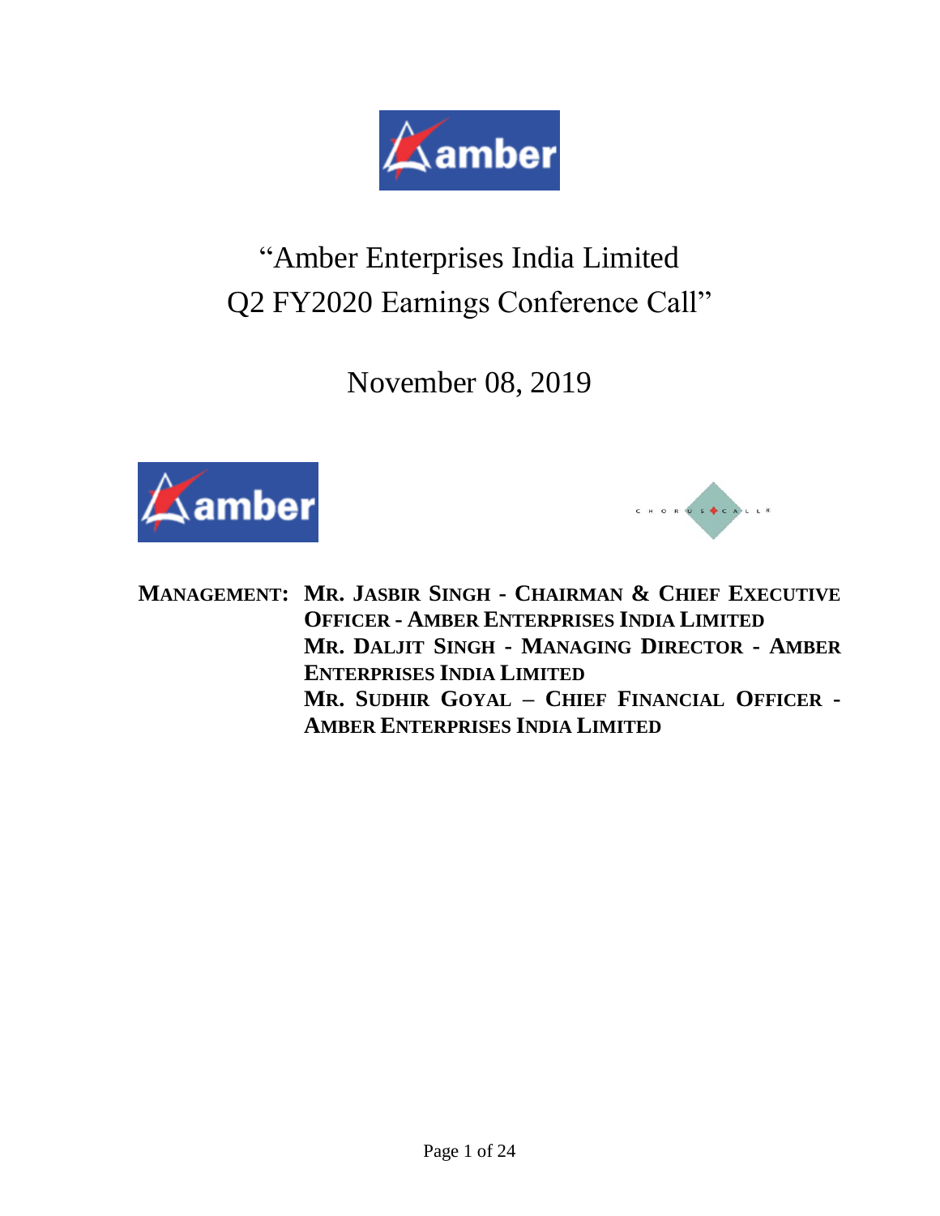# "Amber Enterprises India Limited Q2 FY2020 Earnings Conference Call"

November 08, 2019

**MANAGEMENT: MR. JASBIR SINGH - CHAIRMAN & CHIEF EXECUTIVE OFFICER - AMBER ENTERPRISES INDIA LIMITED**

**MR. DALJIT SINGH - MANAGING DIRECTOR - AMBER ENTERPRISES INDIA LIMITED**

**MR. SUDHIR GOYAL – CHIEF FINANCIAL OFFICER - AMBER ENTERPRISES INDIA LIMITED**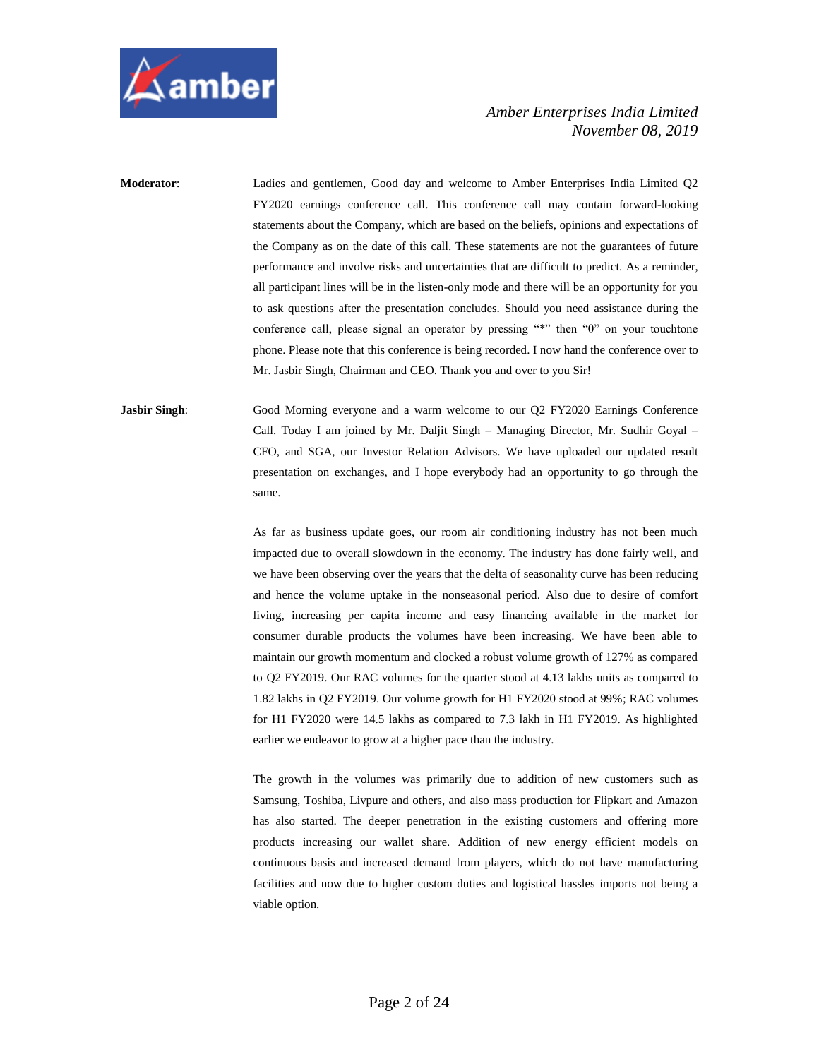**Moderator**: Ladies and gentlemen, Good day and welcome to Amber Enterprises India Limited Q2 FY2020 earnings conference call. This conference call may contain forward-looking statements about the Company, which are based on the beliefs, opinions and expectations of the Company as on the date of this call. These statements are not the guarantees of future performance and involve risks and uncertainties that are difficult to predict. As a reminder, all participant lines will be in the listen-only mode and there will be an opportunity for you to ask questions after the presentation concludes. Should you need assistance during the conference call, please signal an operator by pressing "*" then "0" on your touchtone phone. Please note that this conference is being recorded. I now hand the conference over to Mr. Jasbir Singh, Chairman and CEO. Thank you and over to you Sir!

**Jasbir Singh**: Good Morning everyone and a warm welcome to our Q2 FY2020 Earnings Conference Call. Today I am joined by Mr. Daljit Singh – Managing Director, Mr. Sudhir Goyal – CFO, and SGA, our Investor Relation Advisors. We have uploaded our updated result presentation on exchanges, and I hope everybody had an opportunity to go through the same.

As far as business update goes, our room air conditioning industry has not been much impacted due to overall slowdown in the economy. The industry has done fairly well, and we have been observing over the years that the delta of seasonality curve has been reducing and hence the volume uptake in the nonseasonal period. Also due to desire of comfort living, increasing per capita income and easy financing available in the market for consumer durable products the volumes have been increasing. We have been able to maintain our growth momentum and clocked a robust volume growth of 127% as compared to Q2 FY2019. Our RAC volumes for the quarter stood at 4.13 lakhs units as compared to 1.82 lakhs in Q2 FY2019. Our volume growth for H1 FY2020 stood at 99%; RAC volumes for H1 FY2020 were 14.5 lakhs as compared to 7.3 lakh in H1 FY2019. As highlighted earlier we endeavor to grow at a higher pace than the industry.

The growth in the volumes was primarily due to addition of new customers such as Samsung, Toshiba, Livpure and others, and also mass production for Flipkart and Amazon has also started. The deeper penetration in the existing customers and offering more products increasing our wallet share. Addition of new energy efficient models on continuous basis and increased demand from players, which do not have manufacturing facilities and now due to higher custom duties and logistical hassles imports not being a viable option.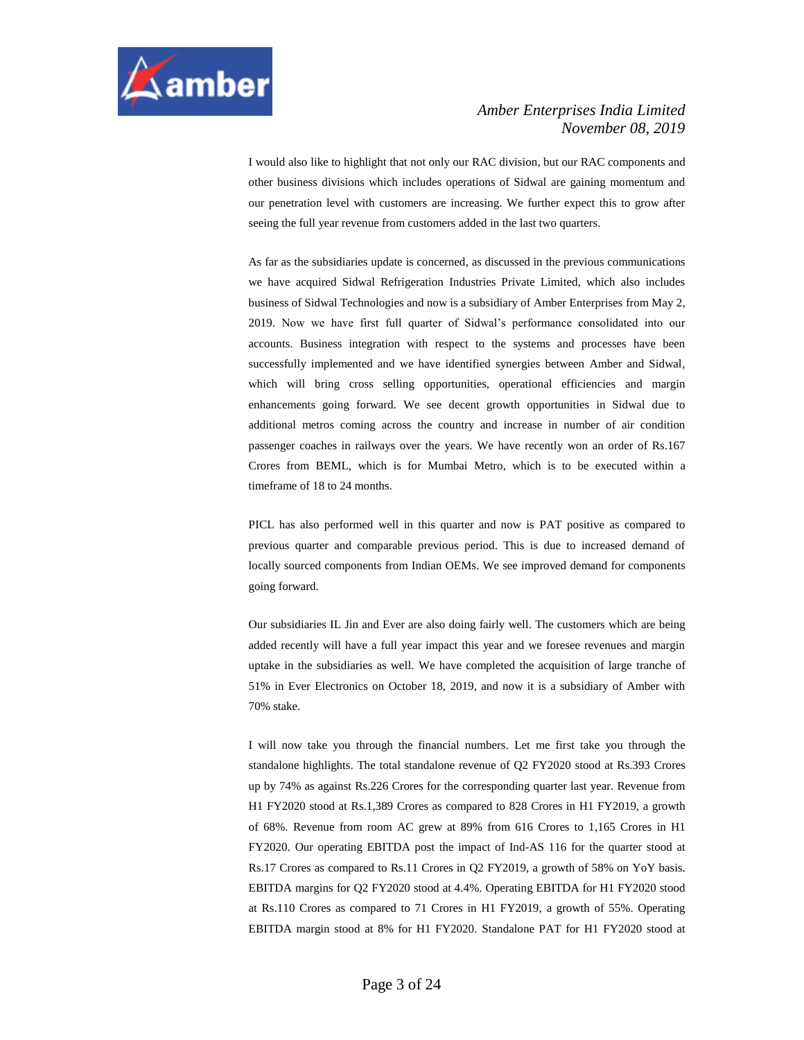I would also like to highlight that not only our RAC division, but our RAC components and other business divisions which includes operations of Sidwal are gaining momentum and our penetration level with customers are increasing. We further expect this to grow after seeing the full year revenue from customers added in the last two quarters.

As far as the subsidiaries update is concerned, as discussed in the previous communications we have acquired Sidwal Refrigeration Industries Private Limited, which also includes business of Sidwal Technologies and now is a subsidiary of Amber Enterprises from May 2, 2019. Now we have first full quarter of Sidwal's performance consolidated into our accounts. Business integration with respect to the systems and processes have been successfully implemented and we have identified synergies between Amber and Sidwal, which will bring cross selling opportunities, operational efficiencies and margin enhancements going forward. We see decent growth opportunities in Sidwal due to additional metros coming across the country and increase in number of air condition passenger coaches in railways over the years. We have recently won an order of Rs.167 Crores from BEML, which is for Mumbai Metro, which is to be executed within a timeframe of 18 to 24 months.

PICL has also performed well in this quarter and now is PAT positive as compared to previous quarter and comparable previous period. This is due to increased demand of locally sourced components from Indian OEMs. We see improved demand for components going forward.

Our subsidiaries IL Jin and Ever are also doing fairly well. The customers which are being added recently will have a full year impact this year and we foresee revenues and margin uptake in the subsidiaries as well. We have completed the acquisition of large tranche of 51% in Ever Electronics on October 18, 2019, and now it is a subsidiary of Amber with 70% stake.

I will now take you through the financial numbers. Let me first take you through the standalone highlights. The total standalone revenue of Q2 FY2020 stood at Rs.393 Crores up by 74% as against Rs.226 Crores for the corresponding quarter last year. Revenue from H1 FY2020 stood at Rs.1,389 Crores as compared to 828 Crores in H1 FY2019, a growth of 68%. Revenue from room AC grew at 89% from 616 Crores to 1,165 Crores in H1 FY2020. Our operating EBITDA post the impact of Ind-AS 116 for the quarter stood at Rs.17 Crores as compared to Rs.11 Crores in Q2 FY2019, a growth of 58% on YoY basis. EBITDA margins for Q2 FY2020 stood at 4.4%. Operating EBITDA for H1 FY2020 stood at Rs.110 Crores as compared to 71 Crores in H1 FY2019, a growth of 55%. Operating EBITDA margin stood at 8% for H1 FY2020. Standalone PAT for H1 FY2020 stood at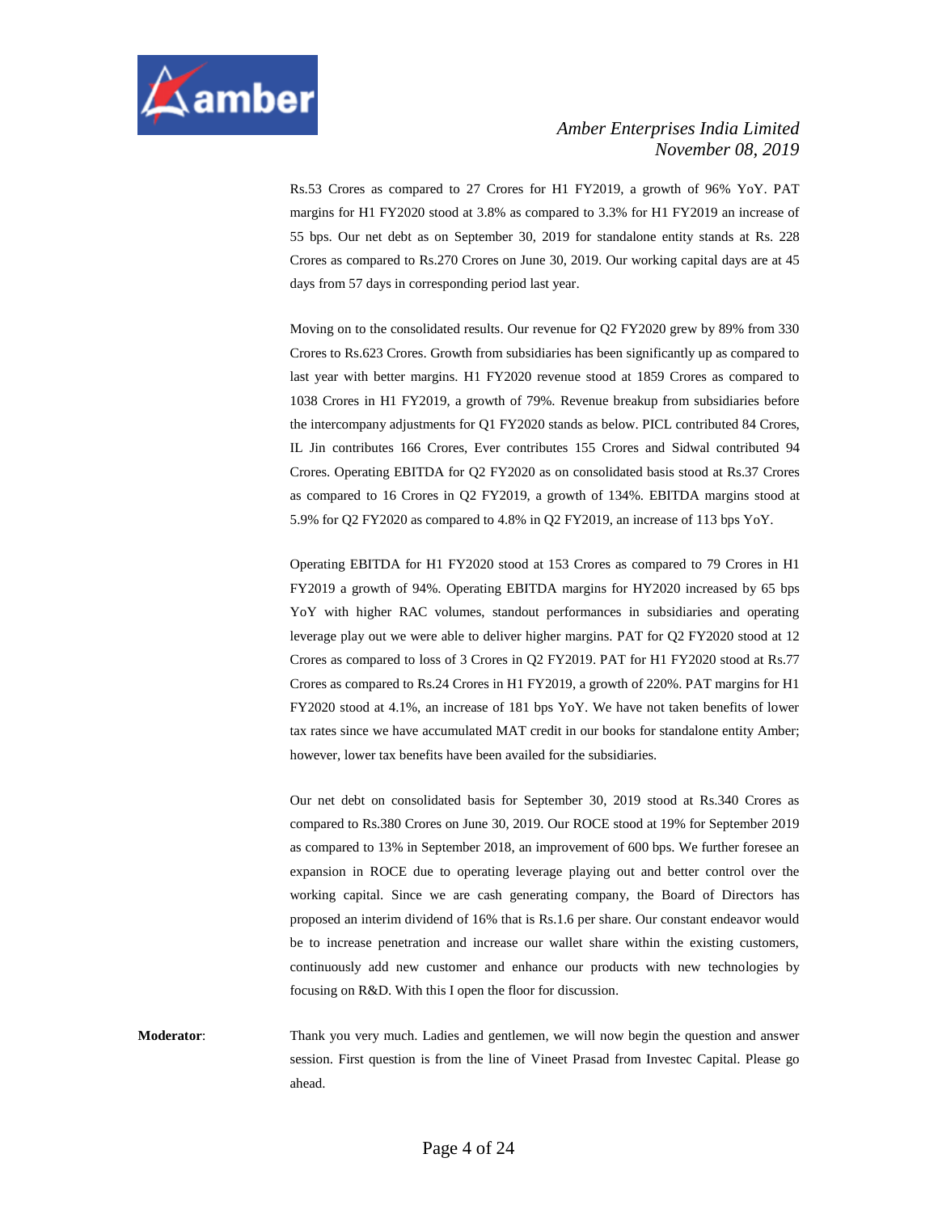Rs.53 Crores as compared to 27 Crores for H1 FY2019, a growth of 96% YoY. PAT margins for H1 FY2020 stood at 3.8% as compared to 3.3% for H1 FY2019 an increase of 55 bps. Our net debt as on September 30, 2019 for standalone entity stands at Rs. 228 Crores as compared to Rs.270 Crores on June 30, 2019. Our working capital days are at 45 days from 57 days in corresponding period last year.

Moving on to the consolidated results. Our revenue for Q2 FY2020 grew by 89% from 330 Crores to Rs.623 Crores. Growth from subsidiaries has been significantly up as compared to last year with better margins. H1 FY2020 revenue stood at 1859 Crores as compared to 1038 Crores in H1 FY2019, a growth of 79%. Revenue breakup from subsidiaries before the intercompany adjustments for Q1 FY2020 stands as below. PICL contributed 84 Crores, IL Jin contributes 166 Crores, Ever contributes 155 Crores and Sidwal contributed 94 Crores. Operating EBITDA for Q2 FY2020 as on consolidated basis stood at Rs.37 Crores as compared to 16 Crores in Q2 FY2019, a growth of 134%. EBITDA margins stood at 5.9% for Q2 FY2020 as compared to 4.8% in Q2 FY2019, an increase of 113 bps YoY.

Operating EBITDA for H1 FY2020 stood at 153 Crores as compared to 79 Crores in H1 FY2019 a growth of 94%. Operating EBITDA margins for HY2020 increased by 65 bps YoY with higher RAC volumes, standout performances in subsidiaries and operating leverage play out we were able to deliver higher margins. PAT for Q2 FY2020 stood at 12 Crores as compared to loss of 3 Crores in Q2 FY2019. PAT for H1 FY2020 stood at Rs.77 Crores as compared to Rs.24 Crores in H1 FY2019, a growth of 220%. PAT margins for H1 FY2020 stood at 4.1%, an increase of 181 bps YoY. We have not taken benefits of lower tax rates since we have accumulated MAT credit in our books for standalone entity Amber; however, lower tax benefits have been availed for the subsidiaries.

Our net debt on consolidated basis for September 30, 2019 stood at Rs.340 Crores as compared to Rs.380 Crores on June 30, 2019. Our ROCE stood at 19% for September 2019 as compared to 13% in September 2018, an improvement of 600 bps. We further foresee an expansion in ROCE due to operating leverage playing out and better control over the working capital. Since we are cash generating company, the Board of Directors has proposed an interim dividend of 16% that is Rs.1.6 per share. Our constant endeavor would be to increase penetration and increase our wallet share within the existing customers, continuously add new customer and enhance our products with new technologies by focusing on R&D. With this I open the floor for discussion.

**Moderator**: Thank you very much. Ladies and gentlemen, we will now begin the question and answer session. First question is from the line of Vineet Prasad from Investec Capital. Please go ahead.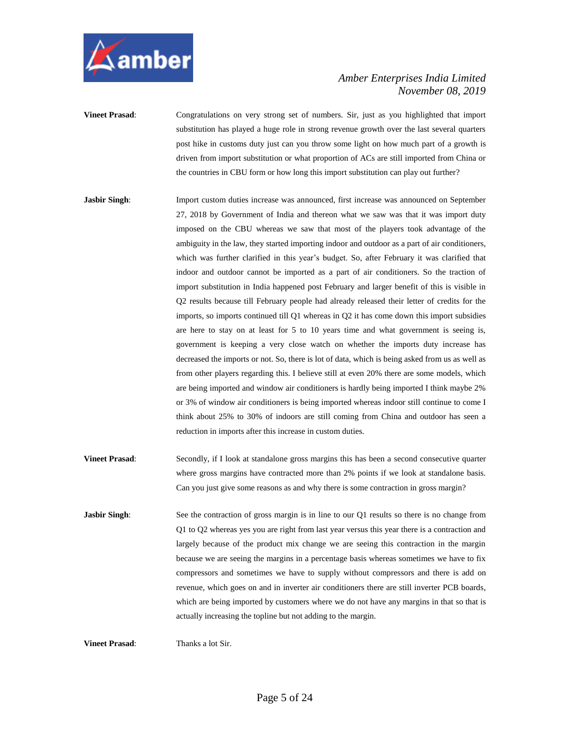**Vineet Prasad**: Congratulations on very strong set of numbers. Sir, just as you highlighted that import substitution has played a huge role in strong revenue growth over the last several quarters post hike in customs duty just can you throw some light on how much part of a growth is driven from import substitution or what proportion of ACs are still imported from China or the countries in CBU form or how long this import substitution can play out further?

**Jasbir Singh**: Import custom duties increase was announced, first increase was announced on September 27, 2018 by Government of India and thereon what we saw was that it was import duty imposed on the CBU whereas we saw that most of the players took advantage of the ambiguity in the law, they started importing indoor and outdoor as a part of air conditioners, which was further clarified in this year's budget. So, after February it was clarified that indoor and outdoor cannot be imported as a part of air conditioners. So the traction of import substitution in India happened post February and larger benefit of this is visible in Q2 results because till February people had already released their letter of credits for the imports, so imports continued till Q1 whereas in Q2 it has come down this import subsidies are here to stay on at least for 5 to 10 years time and what government is seeing is, government is keeping a very close watch on whether the imports duty increase has decreased the imports or not. So, there is lot of data, which is being asked from us as well as from other players regarding this. I believe still at even 20% there are some models, which are being imported and window air conditioners is hardly being imported I think maybe 2% or 3% of window air conditioners is being imported whereas indoor still continue to come I think about 25% to 30% of indoors are still coming from China and outdoor has seen a reduction in imports after this increase in custom duties.

**Vineet Prasad**: Secondly, if I look at standalone gross margins this has been a second consecutive quarter where gross margins have contracted more than 2% points if we look at standalone basis. Can you just give some reasons as and why there is some contraction in gross margin?

**Jasbir Singh**: See the contraction of gross margin is in line to our Q1 results so there is no change from Q1 to Q2 whereas yes you are right from last year versus this year there is a contraction and largely because of the product mix change we are seeing this contraction in the margin because we are seeing the margins in a percentage basis whereas sometimes we have to fix compressors and sometimes we have to supply without compressors and there is add on revenue, which goes on and in inverter air conditioners there are still inverter PCB boards, which are being imported by customers where we do not have any margins in that so that is actually increasing the topline but not adding to the margin.

**Vineet Prasad**: Thanks a lot Sir.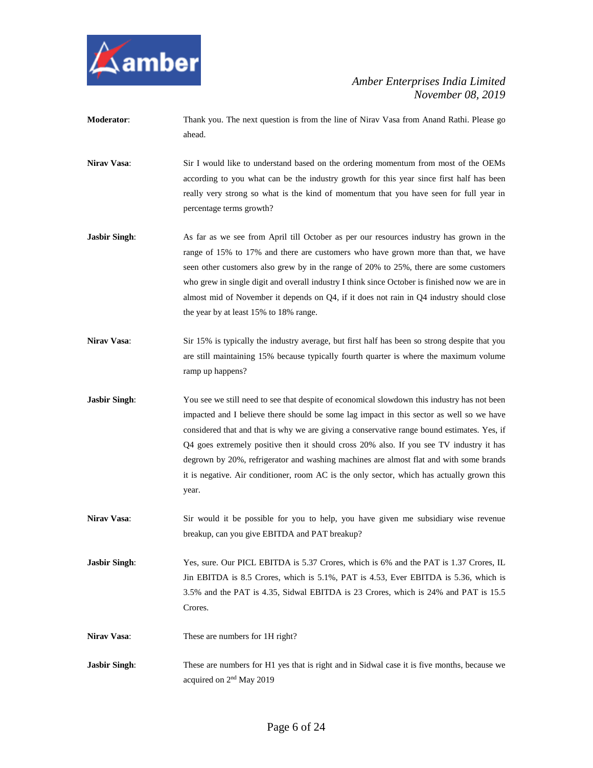**Moderator**: Thank you. The next question is from the line of Nirav Vasa from Anand Rathi. Please go ahead.

**Nirav Vasa**: Sir I would like to understand based on the ordering momentum from most of the OEMs according to you what can be the industry growth for this year since first half has been really very strong so what is the kind of momentum that you have seen for full year in percentage terms growth?

**Jasbir Singh**: As far as we see from April till October as per our resources industry has grown in the range of 15% to 17% and there are customers who have grown more than that, we have seen other customers also grew by in the range of 20% to 25%, there are some customers who grew in single digit and overall industry I think since October is finished now we are in almost mid of November it depends on Q4, if it does not rain in Q4 industry should close the year by at least 15% to 18% range.

**Nirav Vasa**: Sir 15% is typically the industry average, but first half has been so strong despite that you are still maintaining 15% because typically fourth quarter is where the maximum volume ramp up happens?

**Jasbir Singh**: You see we still need to see that despite of economical slowdown this industry has not been impacted and I believe there should be some lag impact in this sector as well so we have considered that and that is why we are giving a conservative range bound estimates. Yes, if Q4 goes extremely positive then it should cross 20% also. If you see TV industry it has degrown by 20%, refrigerator and washing machines are almost flat and with some brands it is negative. Air conditioner, room AC is the only sector, which has actually grown this year.

**Nirav Vasa**: Sir would it be possible for you to help, you have given me subsidiary wise revenue breakup, can you give EBITDA and PAT breakup?

**Jasbir Singh**: Yes, sure. Our PICL EBITDA is 5.37 Crores, which is 6% and the PAT is 1.37 Crores, IL Jin EBITDA is 8.5 Crores, which is 5.1%, PAT is 4.53, Ever EBITDA is 5.36, which is 3.5% and the PAT is 4.35, Sidwal EBITDA is 23 Crores, which is 24% and PAT is 15.5 Crores.

**Nirav Vasa**: These are numbers for 1H right?

**Jasbir Singh**: These are numbers for H1 yes that is right and in Sidwal case it is five months, because we acquired on 2nd May 2019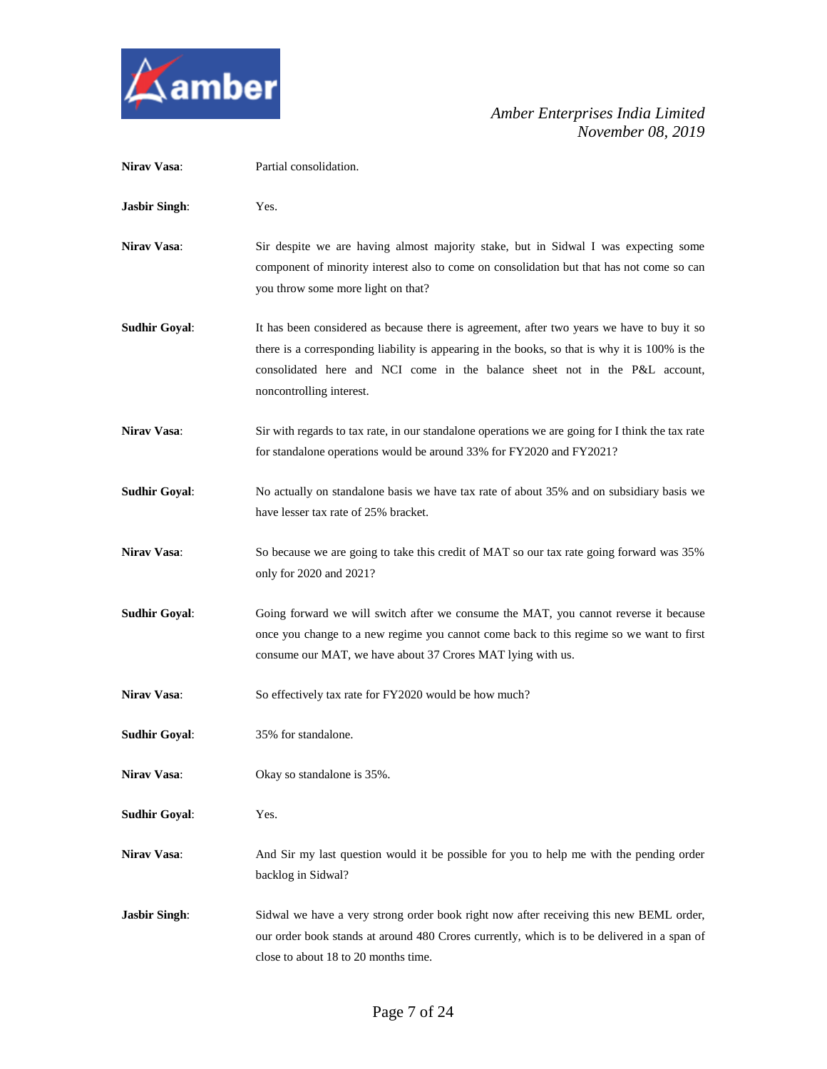**Nirav Vasa**: Partial consolidation.

**Jasbir Singh**: Yes.

**Nirav Vasa**: Sir despite we are having almost majority stake, but in Sidwal I was expecting some component of minority interest also to come on consolidation but that has not come so can you throw some more light on that?

**Sudhir Goyal**: It has been considered as because there is agreement, after two years we have to buy it so there is a corresponding liability is appearing in the books, so that is why it is 100% is the consolidated here and NCI come in the balance sheet not in the P&L account, noncontrolling interest.

**Nirav Vasa**: Sir with regards to tax rate, in our standalone operations we are going for I think the tax rate for standalone operations would be around 33% for FY2020 and FY2021?

**Sudhir Goyal**: No actually on standalone basis we have tax rate of about 35% and on subsidiary basis we have lesser tax rate of 25% bracket.

**Nirav Vasa**: So because we are going to take this credit of MAT so our tax rate going forward was 35% only for 2020 and 2021?

**Sudhir Goyal**: Going forward we will switch after we consume the MAT, you cannot reverse it because once you change to a new regime you cannot come back to this regime so we want to first consume our MAT, we have about 37 Crores MAT lying with us.

**Nirav Vasa**: So effectively tax rate for FY2020 would be how much?

**Sudhir Goyal**: 35% for standalone.

**Nirav Vasa**: Okay so standalone is 35%.

**Sudhir Goyal**: Yes.

**Nirav Vasa**: And Sir my last question would it be possible for you to help me with the pending order backlog in Sidwal?

**Jasbir Singh**: Sidwal we have a very strong order book right now after receiving this new BEML order, our order book stands at around 480 Crores currently, which is to be delivered in a span of close to about 18 to 20 months time.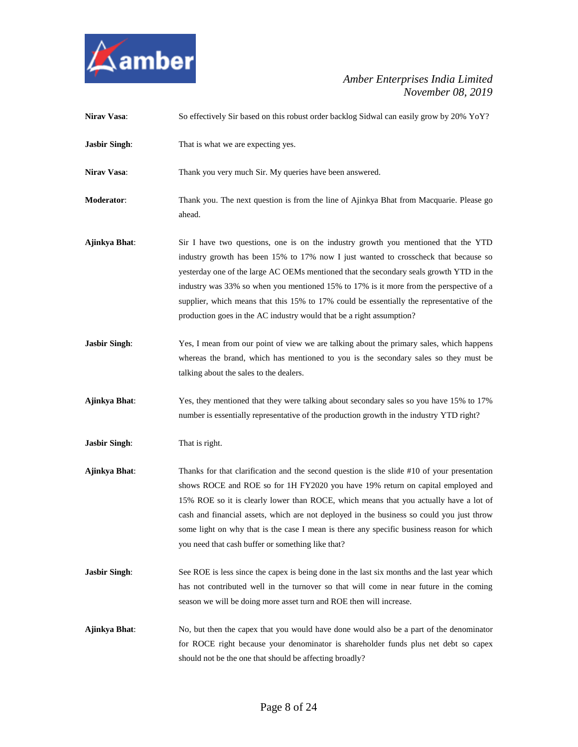**Nirav Vasa**: So effectively Sir based on this robust order backlog Sidwal can easily grow by 20% YoY?

**Jasbir Singh**: That is what we are expecting yes.

**Nirav Vasa**: Thank you very much Sir. My queries have been answered.

**Moderator**: Thank you. The next question is from the line of Ajinkya Bhat from Macquarie. Please go ahead.

**Ajinkya Bhat**: Sir I have two questions, one is on the industry growth you mentioned that the YTD industry growth has been 15% to 17% now I just wanted to crosscheck that because so yesterday one of the large AC OEMs mentioned that the secondary seals growth YTD in the industry was 33% so when you mentioned 15% to 17% is it more from the perspective of a supplier, which means that this 15% to 17% could be essentially the representative of the production goes in the AC industry would that be a right assumption?

**Jasbir Singh**: Yes, I mean from our point of view we are talking about the primary sales, which happens whereas the brand, which has mentioned to you is the secondary sales so they must be talking about the sales to the dealers.

**Ajinkya Bhat**: Yes, they mentioned that they were talking about secondary sales so you have 15% to 17% number is essentially representative of the production growth in the industry YTD right?

**Jasbir Singh**: That is right.

**Ajinkya Bhat**: Thanks for that clarification and the second question is the slide #10 of your presentation shows ROCE and ROE so for 1H FY2020 you have 19% return on capital employed and 15% ROE so it is clearly lower than ROCE, which means that you actually have a lot of cash and financial assets, which are not deployed in the business so could you just throw some light on why that is the case I mean is there any specific business reason for which you need that cash buffer or something like that?

**Jasbir Singh**: See ROE is less since the capex is being done in the last six months and the last year which has not contributed well in the turnover so that will come in near future in the coming season we will be doing more asset turn and ROE then will increase.

**Ajinkya Bhat**: No, but then the capex that you would have done would also be a part of the denominator for ROCE right because your denominator is shareholder funds plus net debt so capex should not be the one that should be affecting broadly?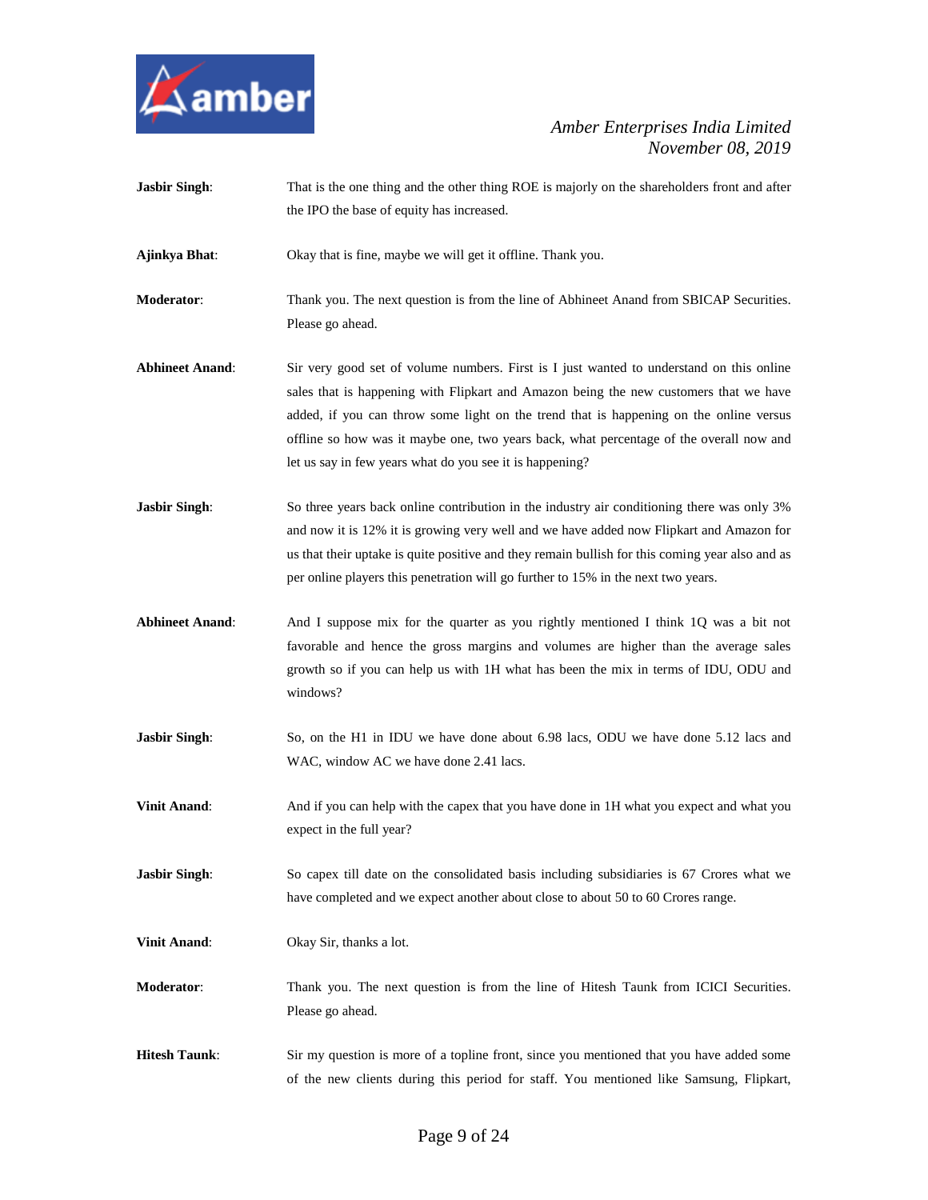**Jasbir Singh**: That is the one thing and the other thing ROE is majorly on the shareholders front and after the IPO the base of equity has increased.

**Ajinkya Bhat**: Okay that is fine, maybe we will get it offline. Thank you.

**Moderator**: Thank you. The next question is from the line of Abhineet Anand from SBICAP Securities. Please go ahead.

**Abhineet Anand**: Sir very good set of volume numbers. First is I just wanted to understand on this online sales that is happening with Flipkart and Amazon being the new customers that we have added, if you can throw some light on the trend that is happening on the online versus offline so how was it maybe one, two years back, what percentage of the overall now and let us say in few years what do you see it is happening?

**Jasbir Singh**: So three years back online contribution in the industry air conditioning there was only 3% and now it is 12% it is growing very well and we have added now Flipkart and Amazon for us that their uptake is quite positive and they remain bullish for this coming year also and as per online players this penetration will go further to 15% in the next two years.

**Abhineet Anand**: And I suppose mix for the quarter as you rightly mentioned I think 1Q was a bit not favorable and hence the gross margins and volumes are higher than the average sales growth so if you can help us with 1H what has been the mix in terms of IDU, ODU and windows?

**Jasbir Singh**: So, on the H1 in IDU we have done about 6.98 lacs, ODU we have done 5.12 lacs and WAC, window AC we have done 2.41 lacs.

**Vinit Anand**: And if you can help with the capex that you have done in 1H what you expect and what you expect in the full year?

**Jasbir Singh**: So capex till date on the consolidated basis including subsidiaries is 67 Crores what we have completed and we expect another about close to about 50 to 60 Crores range.

**Vinit Anand**: Okay Sir, thanks a lot.

**Moderator**: Thank you. The next question is from the line of Hitesh Taunk from ICICI Securities. Please go ahead.

**Hitesh Taunk**: Sir my question is more of a topline front, since you mentioned that you have added some of the new clients during this period for staff. You mentioned like Samsung, Flipkart,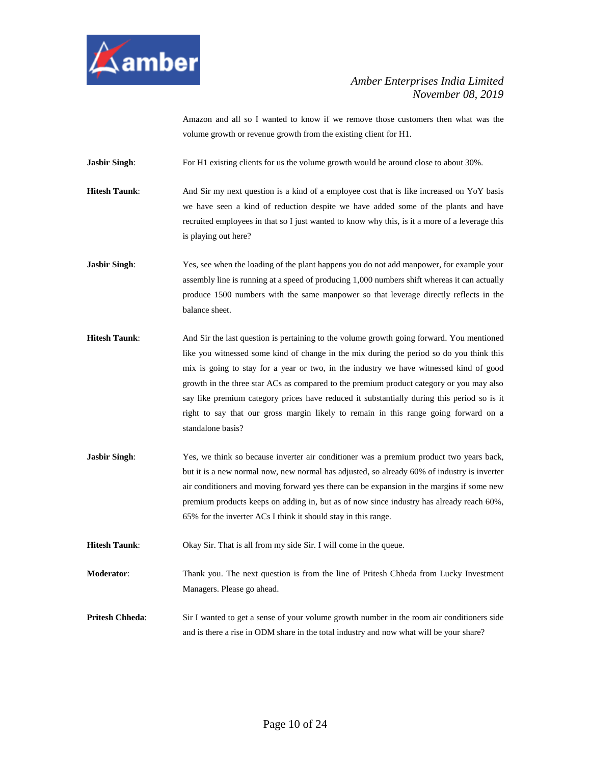Amazon and all so I wanted to know if we remove those customers then what was the volume growth or revenue growth from the existing client for H1.

**Jasbir Singh**: For H1 existing clients for us the volume growth would be around close to about 30%.

**Hitesh Taunk**: And Sir my next question is a kind of a employee cost that is like increased on YoY basis we have seen a kind of reduction despite we have added some of the plants and have recruited employees in that so I just wanted to know why this, is it a more of a leverage this is playing out here?

**Jasbir Singh**: Yes, see when the loading of the plant happens you do not add manpower, for example your assembly line is running at a speed of producing 1,000 numbers shift whereas it can actually produce 1500 numbers with the same manpower so that leverage directly reflects in the balance sheet.

**Hitesh Taunk**: And Sir the last question is pertaining to the volume growth going forward. You mentioned like you witnessed some kind of change in the mix during the period so do you think this mix is going to stay for a year or two, in the industry we have witnessed kind of good growth in the three star ACs as compared to the premium product category or you may also say like premium category prices have reduced it substantially during this period so is it right to say that our gross margin likely to remain in this range going forward on a standalone basis?

**Jasbir Singh**: Yes, we think so because inverter air conditioner was a premium product two years back, but it is a new normal now, new normal has adjusted, so already 60% of industry is inverter air conditioners and moving forward yes there can be expansion in the margins if some new premium products keeps on adding in, but as of now since industry has already reach 60%, 65% for the inverter ACs I think it should stay in this range.

**Hitesh Taunk**: Okay Sir. That is all from my side Sir. I will come in the queue.

**Moderator**: Thank you. The next question is from the line of Pritesh Chheda from Lucky Investment Managers. Please go ahead.

**Pritesh Chheda**: Sir I wanted to get a sense of your volume growth number in the room air conditioners side and is there a rise in ODM share in the total industry and now what will be your share?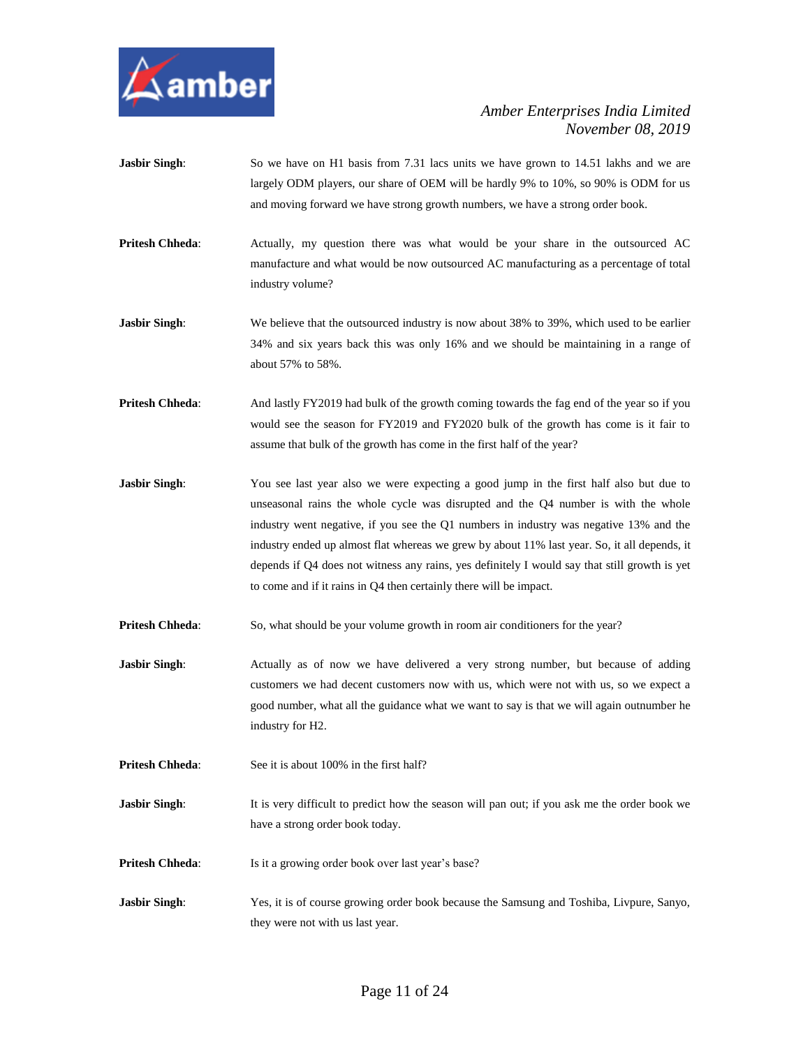**Jasbir Singh**: So we have on H1 basis from 7.31 lacs units we have grown to 14.51 lakhs and we are largely ODM players, our share of OEM will be hardly 9% to 10%, so 90% is ODM for us and moving forward we have strong growth numbers, we have a strong order book.

**Pritesh Chheda**: Actually, my question there was what would be your share in the outsourced AC manufacture and what would be now outsourced AC manufacturing as a percentage of total industry volume?

**Jasbir Singh**: We believe that the outsourced industry is now about 38% to 39%, which used to be earlier 34% and six years back this was only 16% and we should be maintaining in a range of about 57% to 58%.

**Pritesh Chheda**: And lastly FY2019 had bulk of the growth coming towards the fag end of the year so if you would see the season for FY2019 and FY2020 bulk of the growth has come is it fair to assume that bulk of the growth has come in the first half of the year?

**Jasbir Singh**: You see last year also we were expecting a good jump in the first half also but due to unseasonal rains the whole cycle was disrupted and the Q4 number is with the whole industry went negative, if you see the Q1 numbers in industry was negative 13% and the industry ended up almost flat whereas we grew by about 11% last year. So, it all depends, it depends if Q4 does not witness any rains, yes definitely I would say that still growth is yet to come and if it rains in Q4 then certainly there will be impact.

**Pritesh Chheda**: So, what should be your volume growth in room air conditioners for the year?

**Jasbir Singh**: Actually as of now we have delivered a very strong number, but because of adding customers we had decent customers now with us, which were not with us, so we expect a good number, what all the guidance what we want to say is that we will again outnumber he industry for H2.

**Pritesh Chheda**: See it is about 100% in the first half?

**Jasbir Singh**: It is very difficult to predict how the season will pan out; if you ask me the order book we have a strong order book today.

**Pritesh Chheda**: Is it a growing order book over last year's base?

**Jasbir Singh**: Yes, it is of course growing order book because the Samsung and Toshiba, Livpure, Sanyo, they were not with us last year.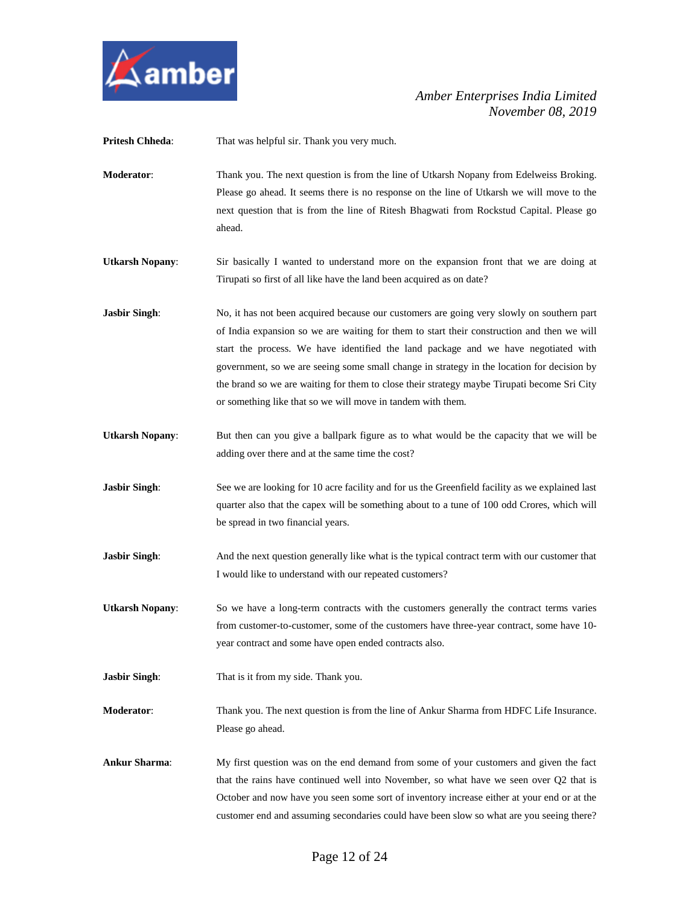**Pritesh Chheda**: That was helpful sir. Thank you very much.

**Moderator**: Thank you. The next question is from the line of Utkarsh Nopany from Edelweiss Broking. Please go ahead. It seems there is no response on the line of Utkarsh we will move to the next question that is from the line of Ritesh Bhagwati from Rockstud Capital. Please go ahead.

**Utkarsh Nopany**: Sir basically I wanted to understand more on the expansion front that we are doing at Tirupati so first of all like have the land been acquired as on date?

**Jasbir Singh**: No, it has not been acquired because our customers are going very slowly on southern part of India expansion so we are waiting for them to start their construction and then we will start the process. We have identified the land package and we have negotiated with government, so we are seeing some small change in strategy in the location for decision by the brand so we are waiting for them to close their strategy maybe Tirupati become Sri City or something like that so we will move in tandem with them.

**Utkarsh Nopany**: But then can you give a ballpark figure as to what would be the capacity that we will be adding over there and at the same time the cost?

**Jasbir Singh**: See we are looking for 10 acre facility and for us the Greenfield facility as we explained last quarter also that the capex will be something about to a tune of 100 odd Crores, which will be spread in two financial years.

**Jasbir Singh**: And the next question generally like what is the typical contract term with our customer that I would like to understand with our repeated customers?

**Utkarsh Nopany**: So we have a long-term contracts with the customers generally the contract terms varies from customer-to-customer, some of the customers have three-year contract, some have 10-year contract and some have open ended contracts also.

**Jasbir Singh**: That is it from my side. Thank you.

**Moderator**: Thank you. The next question is from the line of Ankur Sharma from HDFC Life Insurance. Please go ahead.

**Ankur Sharma**: My first question was on the end demand from some of your customers and given the fact that the rains have continued well into November, so what have we seen over Q2 that is October and now have you seen some sort of inventory increase either at your end or at the customer end and assuming secondaries could have been slow so what are you seeing there?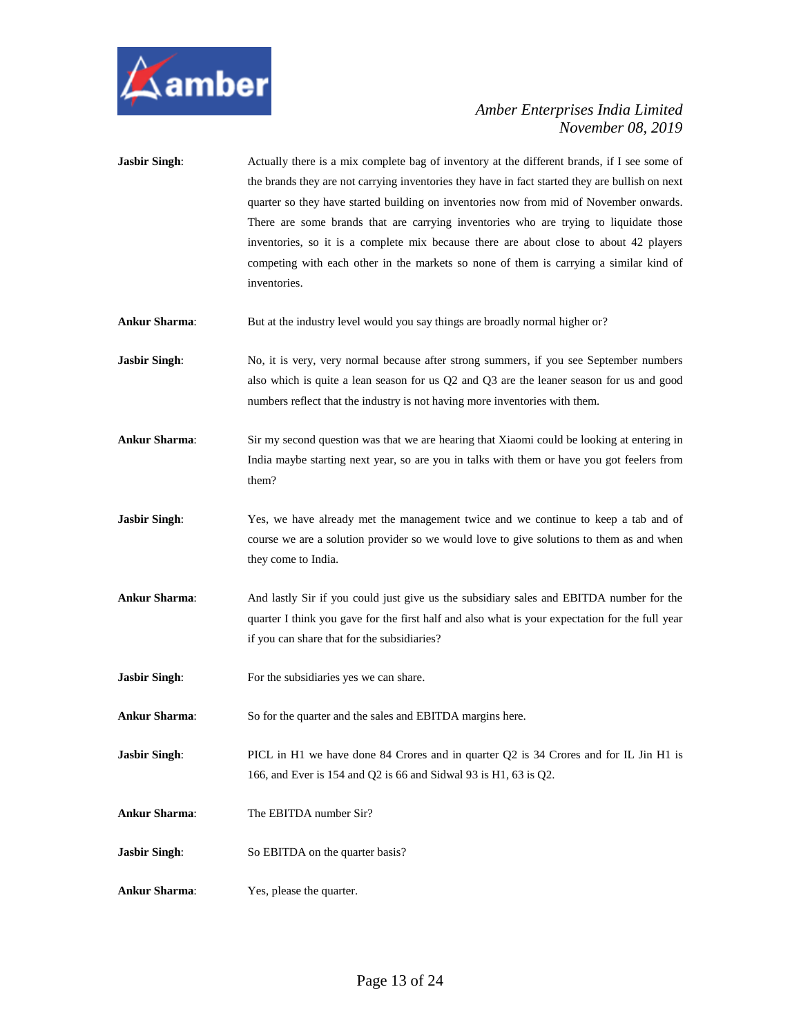**Jasbir Singh**: Actually there is a mix complete bag of inventory at the different brands, if I see some of the brands they are not carrying inventories they have in fact started they are bullish on next quarter so they have started building on inventories now from mid of November onwards. There are some brands that are carrying inventories who are trying to liquidate those inventories, so it is a complete mix because there are about close to about 42 players competing with each other in the markets so none of them is carrying a similar kind of inventories.

**Ankur Sharma**: But at the industry level would you say things are broadly normal higher or?

**Jasbir Singh**: No, it is very, very normal because after strong summers, if you see September numbers also which is quite a lean season for us Q2 and Q3 are the leaner season for us and good numbers reflect that the industry is not having more inventories with them.

**Ankur Sharma**: Sir my second question was that we are hearing that Xiaomi could be looking at entering in India maybe starting next year, so are you in talks with them or have you got feelers from them?

**Jasbir Singh**: Yes, we have already met the management twice and we continue to keep a tab and of course we are a solution provider so we would love to give solutions to them as and when they come to India.

**Ankur Sharma**: And lastly Sir if you could just give us the subsidiary sales and EBITDA number for the quarter I think you gave for the first half and also what is your expectation for the full year if you can share that for the subsidiaries?

**Jasbir Singh**: For the subsidiaries yes we can share.

**Ankur Sharma**: So for the quarter and the sales and EBITDA margins here.

**Jasbir Singh**: PICL in H1 we have done 84 Crores and in quarter Q2 is 34 Crores and for IL Jin H1 is 166, and Ever is 154 and Q2 is 66 and Sidwal 93 is H1, 63 is Q2.

**Ankur Sharma**: The EBITDA number Sir?

**Jasbir Singh**: So EBITDA on the quarter basis?

**Ankur Sharma**: Yes, please the quarter.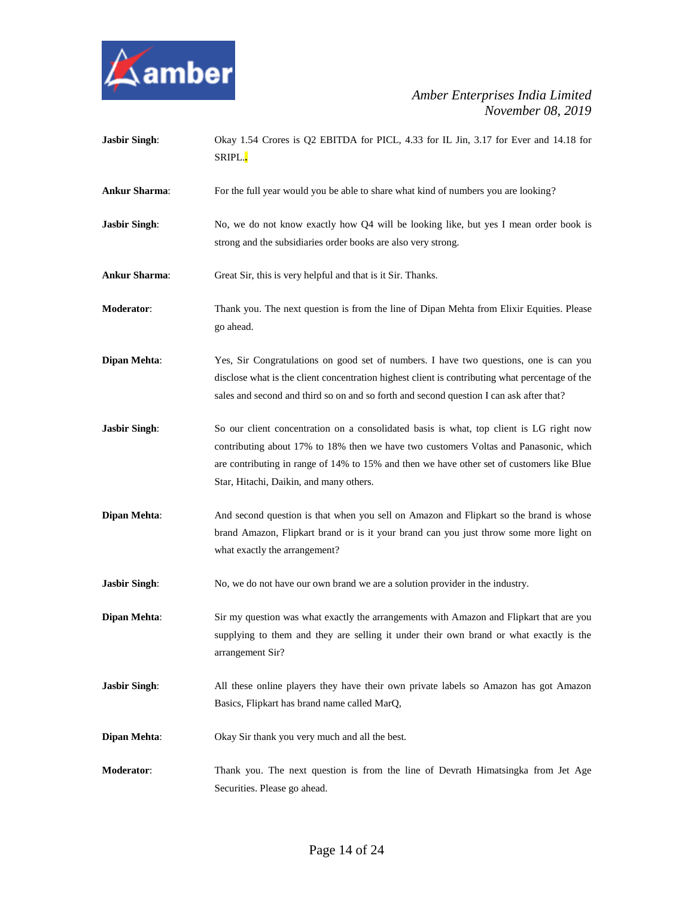**Jasbir Singh**: Okay 1.54 Crores is Q2 EBITDA for PICL, 4.33 for IL Jin, 3.17 for Ever and 14.18 for SRIPL..

**Ankur Sharma**: For the full year would you be able to share what kind of numbers you are looking?

**Jasbir Singh**: No, we do not know exactly how Q4 will be looking like, but yes I mean order book is strong and the subsidiaries order books are also very strong.

**Ankur Sharma**: Great Sir, this is very helpful and that is it Sir. Thanks.

**Moderator**: Thank you. The next question is from the line of Dipan Mehta from Elixir Equities. Please go ahead.

**Dipan Mehta**: Yes, Sir Congratulations on good set of numbers. I have two questions, one is can you disclose what is the client concentration highest client is contributing what percentage of the sales and second and third so on and so forth and second question I can ask after that?

**Jasbir Singh**: So our client concentration on a consolidated basis is what, top client is LG right now contributing about 17% to 18% then we have two customers Voltas and Panasonic, which are contributing in range of 14% to 15% and then we have other set of customers like Blue Star, Hitachi, Daikin, and many others.

**Dipan Mehta**: And second question is that when you sell on Amazon and Flipkart so the brand is whose brand Amazon, Flipkart brand or is it your brand can you just throw some more light on what exactly the arrangement?

**Jasbir Singh**: No, we do not have our own brand we are a solution provider in the industry.

**Dipan Mehta**: Sir my question was what exactly the arrangements with Amazon and Flipkart that are you supplying to them and they are selling it under their own brand or what exactly is the arrangement Sir?

**Jasbir Singh**: All these online players they have their own private labels so Amazon has got Amazon Basics, Flipkart has brand name called MarQ,

**Dipan Mehta**: Okay Sir thank you very much and all the best.

**Moderator**: Thank you. The next question is from the line of Devrath Himatsingka from Jet Age Securities. Please go ahead.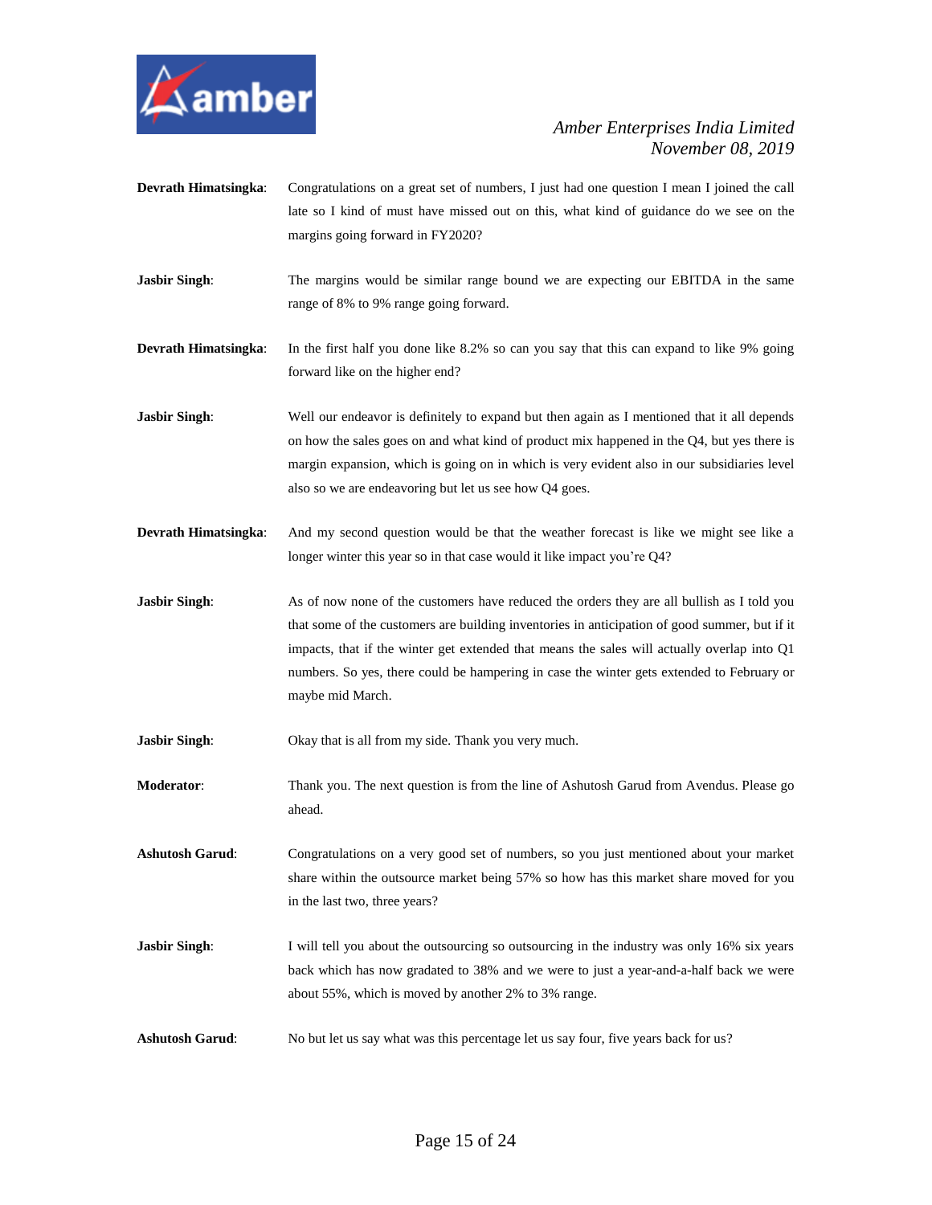**Devrath Himatsingka**: Congratulations on a great set of numbers, I just had one question I mean I joined the call late so I kind of must have missed out on this, what kind of guidance do we see on the margins going forward in FY2020?

**Jasbir Singh**: The margins would be similar range bound we are expecting our EBITDA in the same range of 8% to 9% range going forward.

**Devrath Himatsingka**: In the first half you done like 8.2% so can you say that this can expand to like 9% going forward like on the higher end?

**Jasbir Singh**: Well our endeavor is definitely to expand but then again as I mentioned that it all depends on how the sales goes on and what kind of product mix happened in the Q4, but yes there is margin expansion, which is going on in which is very evident also in our subsidiaries level also so we are endeavoring but let us see how Q4 goes.

**Devrath Himatsingka**: And my second question would be that the weather forecast is like we might see like a longer winter this year so in that case would it like impact you're Q4?

**Jasbir Singh**: As of now none of the customers have reduced the orders they are all bullish as I told you that some of the customers are building inventories in anticipation of good summer, but if it impacts, that if the winter get extended that means the sales will actually overlap into Q1 numbers. So yes, there could be hampering in case the winter gets extended to February or maybe mid March.

**Jasbir Singh**: Okay that is all from my side. Thank you very much.

**Moderator**: Thank you. The next question is from the line of Ashutosh Garud from Avendus. Please go ahead.

**Ashutosh Garud**: Congratulations on a very good set of numbers, so you just mentioned about your market share within the outsource market being 57% so how has this market share moved for you in the last two, three years?

**Jasbir Singh**: I will tell you about the outsourcing so outsourcing in the industry was only 16% six years back which has now gradated to 38% and we were to just a year-and-a-half back we were about 55%, which is moved by another 2% to 3% range.

**Ashutosh Garud**: No but let us say what was this percentage let us say four, five years back for us?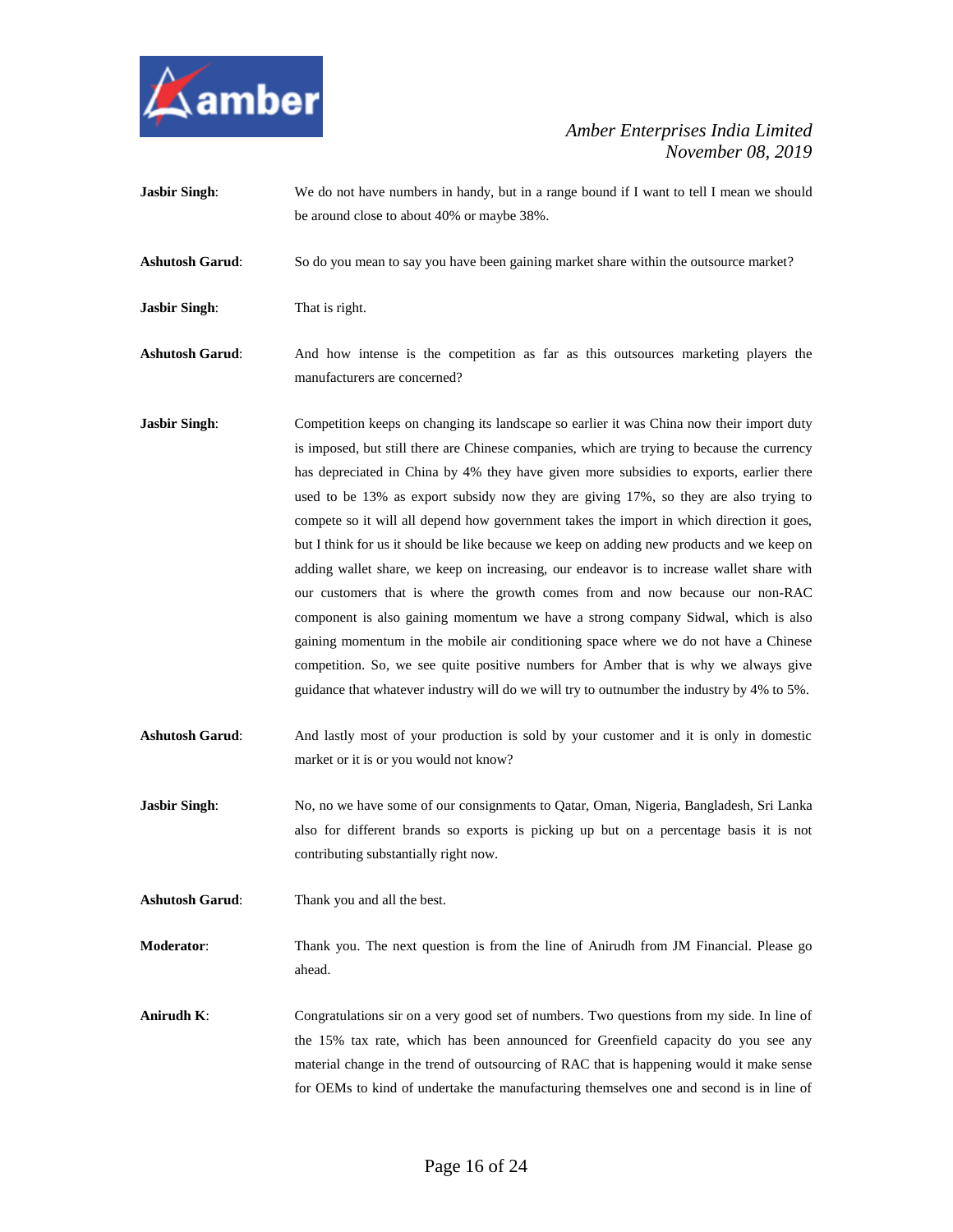**Jasbir Singh**: We do not have numbers in handy, but in a range bound if I want to tell I mean we should be around close to about 40% or maybe 38%.

**Ashutosh Garud**: So do you mean to say you have been gaining market share within the outsource market?

**Jasbir Singh**: That is right.

**Ashutosh Garud**: And how intense is the competition as far as this outsources marketing players the manufacturers are concerned?

**Jasbir Singh**: Competition keeps on changing its landscape so earlier it was China now their import duty is imposed, but still there are Chinese companies, which are trying to because the currency has depreciated in China by 4% they have given more subsidies to exports, earlier there used to be 13% as export subsidy now they are giving 17%, so they are also trying to compete so it will all depend how government takes the import in which direction it goes, but I think for us it should be like because we keep on adding new products and we keep on adding wallet share, we keep on increasing, our endeavor is to increase wallet share with our customers that is where the growth comes from and now because our non-RAC component is also gaining momentum we have a strong company Sidwal, which is also gaining momentum in the mobile air conditioning space where we do not have a Chinese competition. So, we see quite positive numbers for Amber that is why we always give guidance that whatever industry will do we will try to outnumber the industry by 4% to 5%.

**Ashutosh Garud**: And lastly most of your production is sold by your customer and it is only in domestic market or it is or you would not know?

**Jasbir Singh**: No, no we have some of our consignments to Qatar, Oman, Nigeria, Bangladesh, Sri Lanka also for different brands so exports is picking up but on a percentage basis it is not contributing substantially right now.

**Ashutosh Garud**: Thank you and all the best.

**Moderator**: Thank you. The next question is from the line of Anirudh from JM Financial. Please go ahead.

**Anirudh K**: Congratulations sir on a very good set of numbers. Two questions from my side. In line of the 15% tax rate, which has been announced for Greenfield capacity do you see any material change in the trend of outsourcing of RAC that is happening would it make sense for OEMs to kind of undertake the manufacturing themselves one and second is in line of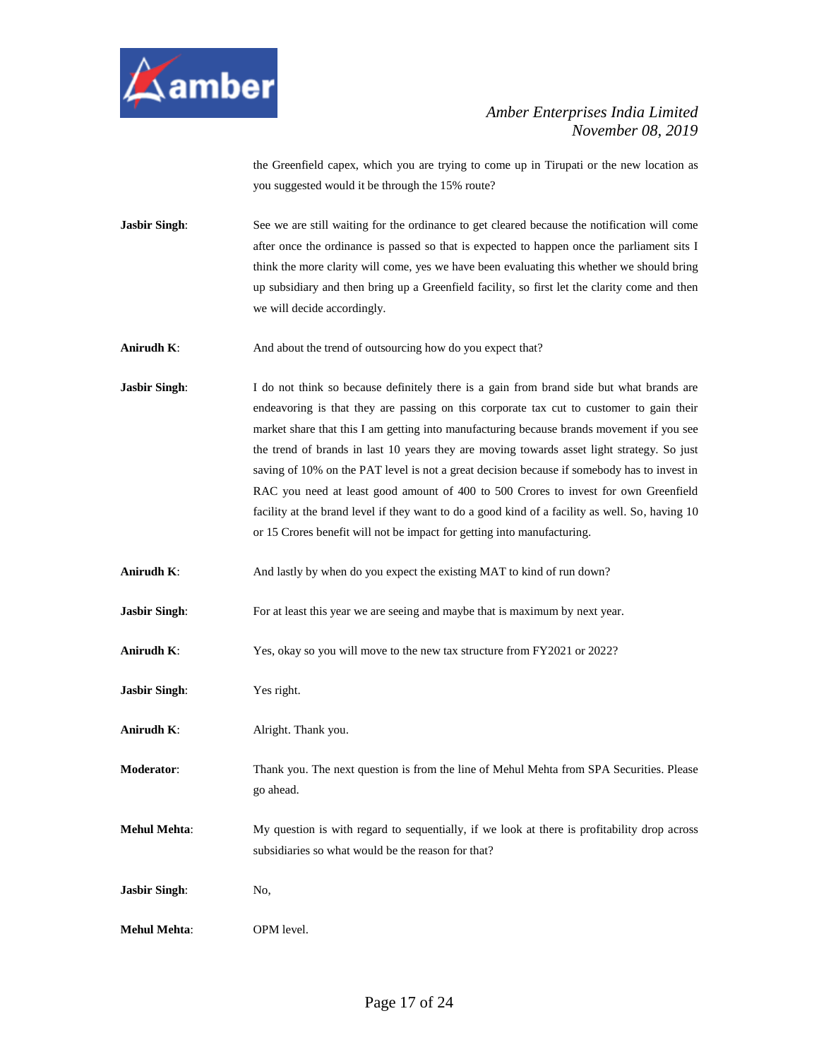the Greenfield capex, which you are trying to come up in Tirupati or the new location as you suggested would it be through the 15% route?

**Jasbir Singh**: See we are still waiting for the ordinance to get cleared because the notification will come after once the ordinance is passed so that is expected to happen once the parliament sits I think the more clarity will come, yes we have been evaluating this whether we should bring up subsidiary and then bring up a Greenfield facility, so first let the clarity come and then we will decide accordingly.

**Anirudh K**: And about the trend of outsourcing how do you expect that?

**Jasbir Singh**: I do not think so because definitely there is a gain from brand side but what brands are endeavoring is that they are passing on this corporate tax cut to customer to gain their market share that this I am getting into manufacturing because brands movement if you see the trend of brands in last 10 years they are moving towards asset light strategy. So just saving of 10% on the PAT level is not a great decision because if somebody has to invest in RAC you need at least good amount of 400 to 500 Crores to invest for own Greenfield facility at the brand level if they want to do a good kind of a facility as well. So, having 10 or 15 Crores benefit will not be impact for getting into manufacturing.

**Anirudh K**: And lastly by when do you expect the existing MAT to kind of run down?

**Jasbir Singh**: For at least this year we are seeing and maybe that is maximum by next year.

**Anirudh K**: Yes, okay so you will move to the new tax structure from FY2021 or 2022?

**Jasbir Singh**: Yes right.

**Anirudh K**: Alright. Thank you.

**Moderator**: Thank you. The next question is from the line of Mehul Mehta from SPA Securities. Please go ahead.

**Mehul Mehta**: My question is with regard to sequentially, if we look at there is profitability drop across subsidiaries so what would be the reason for that?

**Jasbir Singh**: No,

**Mehul Mehta**: OPM level.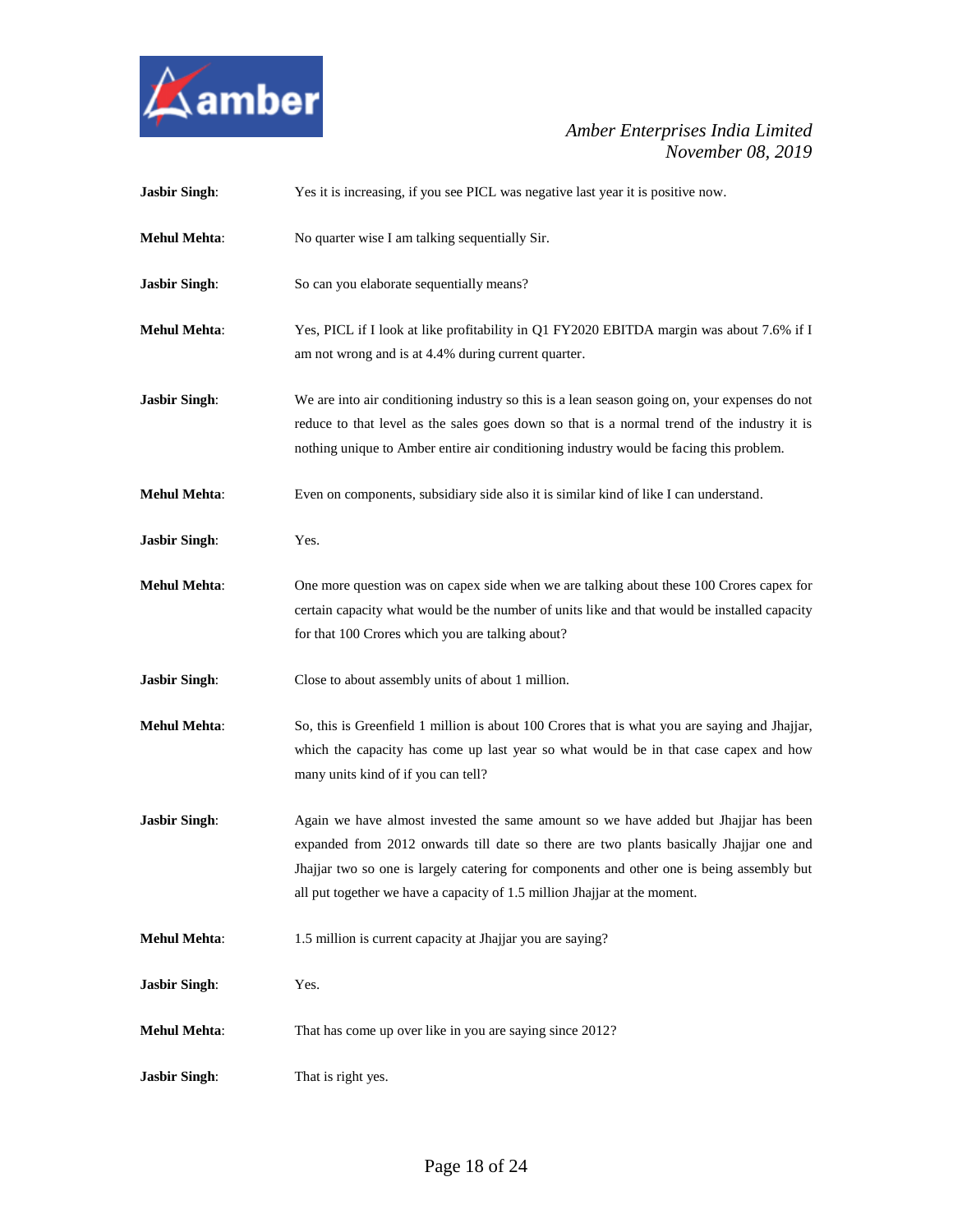**Jasbir Singh**: Yes it is increasing, if you see PICL was negative last year it is positive now.

**Mehul Mehta**: No quarter wise I am talking sequentially Sir.

**Jasbir Singh**: So can you elaborate sequentially means?

**Mehul Mehta**: Yes, PICL if I look at like profitability in Q1 FY2020 EBITDA margin was about 7.6% if I am not wrong and is at 4.4% during current quarter.

**Jasbir Singh**: We are into air conditioning industry so this is a lean season going on, your expenses do not reduce to that level as the sales goes down so that is a normal trend of the industry it is nothing unique to Amber entire air conditioning industry would be facing this problem.

**Mehul Mehta**: Even on components, subsidiary side also it is similar kind of like I can understand.

**Jasbir Singh**: Yes.

**Mehul Mehta**: One more question was on capex side when we are talking about these 100 Crores capex for certain capacity what would be the number of units like and that would be installed capacity for that 100 Crores which you are talking about?

**Jasbir Singh**: Close to about assembly units of about 1 million.

**Mehul Mehta**: So, this is Greenfield 1 million is about 100 Crores that is what you are saying and Jhajjar, which the capacity has come up last year so what would be in that case capex and how many units kind of if you can tell?

**Jasbir Singh**: Again we have almost invested the same amount so we have added but Jhajjar has been expanded from 2012 onwards till date so there are two plants basically Jhajjar one and Jhajjar two so one is largely catering for components and other one is being assembly but all put together we have a capacity of 1.5 million Jhajjar at the moment.

**Mehul Mehta**: 1.5 million is current capacity at Jhajjar you are saying?

**Jasbir Singh**: Yes.

**Mehul Mehta**: That has come up over like in you are saying since 2012?

**Jasbir Singh**: That is right yes.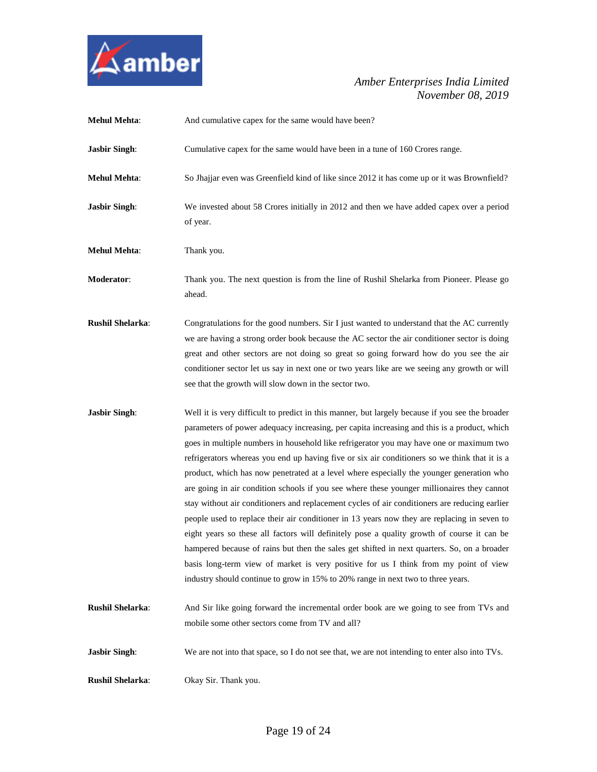**Mehul Mehta**: And cumulative capex for the same would have been?

**Jasbir Singh**: Cumulative capex for the same would have been in a tune of 160 Crores range.

**Mehul Mehta**: So Jhajjar even was Greenfield kind of like since 2012 it has come up or it was Brownfield?

**Jasbir Singh**: We invested about 58 Crores initially in 2012 and then we have added capex over a period of year.

**Mehul Mehta**: Thank you.

**Moderator**: Thank you. The next question is from the line of Rushil Shelarka from Pioneer. Please go ahead.

**Rushil Shelarka**: Congratulations for the good numbers. Sir I just wanted to understand that the AC currently we are having a strong order book because the AC sector the air conditioner sector is doing great and other sectors are not doing so great so going forward how do you see the air conditioner sector let us say in next one or two years like are we seeing any growth or will see that the growth will slow down in the sector two.

**Jasbir Singh**: Well it is very difficult to predict in this manner, but largely because if you see the broader parameters of power adequacy increasing, per capita increasing and this is a product, which goes in multiple numbers in household like refrigerator you may have one or maximum two refrigerators whereas you end up having five or six air conditioners so we think that it is a product, which has now penetrated at a level where especially the younger generation who are going in air condition schools if you see where these younger millionaires they cannot stay without air conditioners and replacement cycles of air conditioners are reducing earlier people used to replace their air conditioner in 13 years now they are replacing in seven to eight years so these all factors will definitely pose a quality growth of course it can be hampered because of rains but then the sales get shifted in next quarters. So, on a broader basis long-term view of market is very positive for us I think from my point of view industry should continue to grow in 15% to 20% range in next two to three years.

**Rushil Shelarka**: And Sir like going forward the incremental order book are we going to see from TVs and mobile some other sectors come from TV and all?

**Jasbir Singh**: We are not into that space, so I do not see that, we are not intending to enter also into TVs.

**Rushil Shelarka**: Okay Sir. Thank you.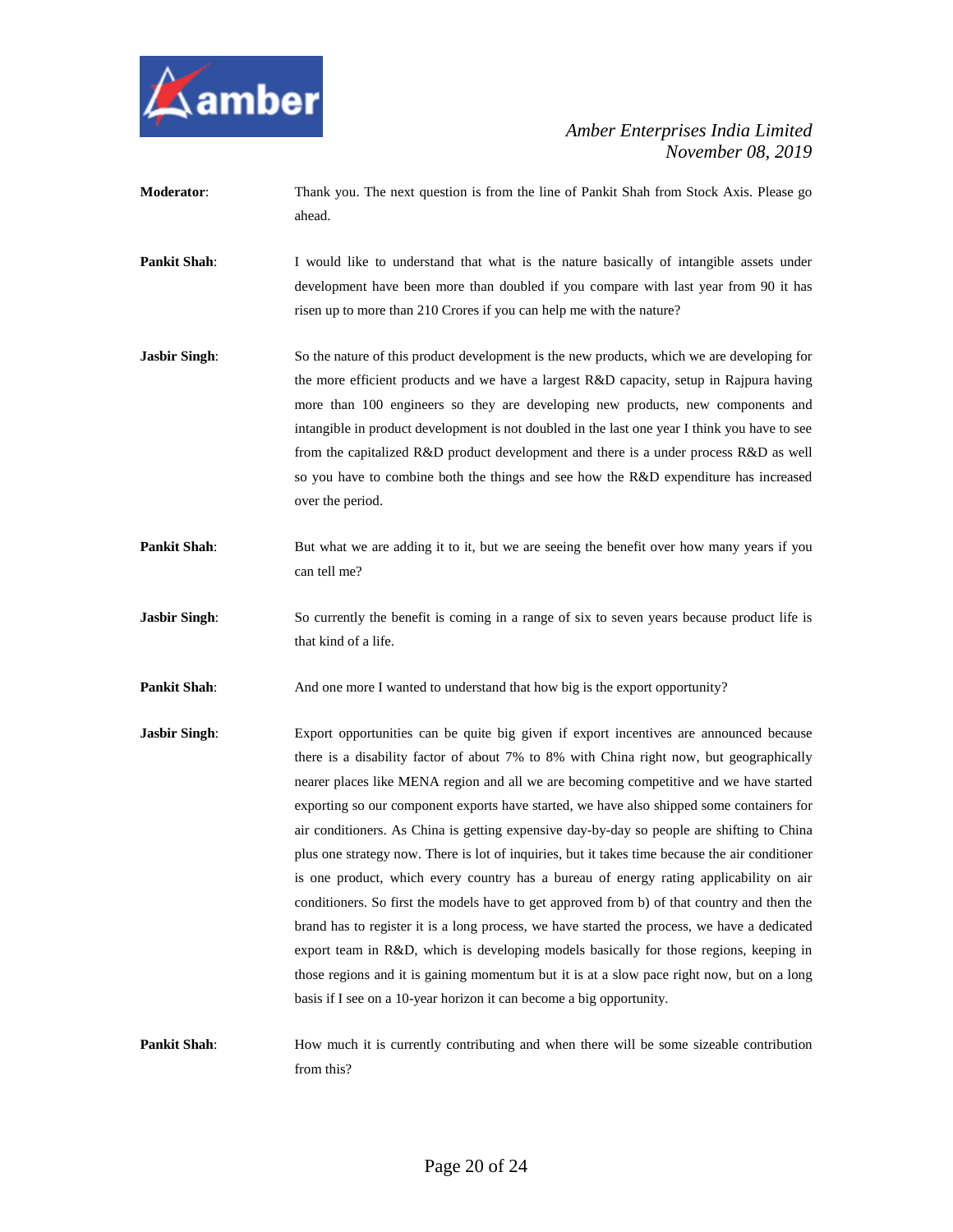**Moderator**: Thank you. The next question is from the line of Pankit Shah from Stock Axis. Please go ahead.

**Pankit Shah**: I would like to understand that what is the nature basically of intangible assets under development have been more than doubled if you compare with last year from 90 it has risen up to more than 210 Crores if you can help me with the nature?

**Jasbir Singh**: So the nature of this product development is the new products, which we are developing for the more efficient products and we have a largest R&D capacity, setup in Rajpura having more than 100 engineers so they are developing new products, new components and intangible in product development is not doubled in the last one year I think you have to see from the capitalized R&D product development and there is a under process R&D as well so you have to combine both the things and see how the R&D expenditure has increased over the period.

**Pankit Shah**: But what we are adding it to it, but we are seeing the benefit over how many years if you can tell me?

**Jasbir Singh**: So currently the benefit is coming in a range of six to seven years because product life is that kind of a life.

**Pankit Shah**: And one more I wanted to understand that how big is the export opportunity?

**Jasbir Singh**: Export opportunities can be quite big given if export incentives are announced because there is a disability factor of about 7% to 8% with China right now, but geographically nearer places like MENA region and all we are becoming competitive and we have started exporting so our component exports have started, we have also shipped some containers for air conditioners. As China is getting expensive day-by-day so people are shifting to China plus one strategy now. There is lot of inquiries, but it takes time because the air conditioner is one product, which every country has a bureau of energy rating applicability on air conditioners. So first the models have to get approved from b) of that country and then the brand has to register it is a long process, we have started the process, we have a dedicated export team in R&D, which is developing models basically for those regions, keeping in those regions and it is gaining momentum but it is at a slow pace right now, but on a long basis if I see on a 10-year horizon it can become a big opportunity.

**Pankit Shah**: How much it is currently contributing and when there will be some sizeable contribution from this?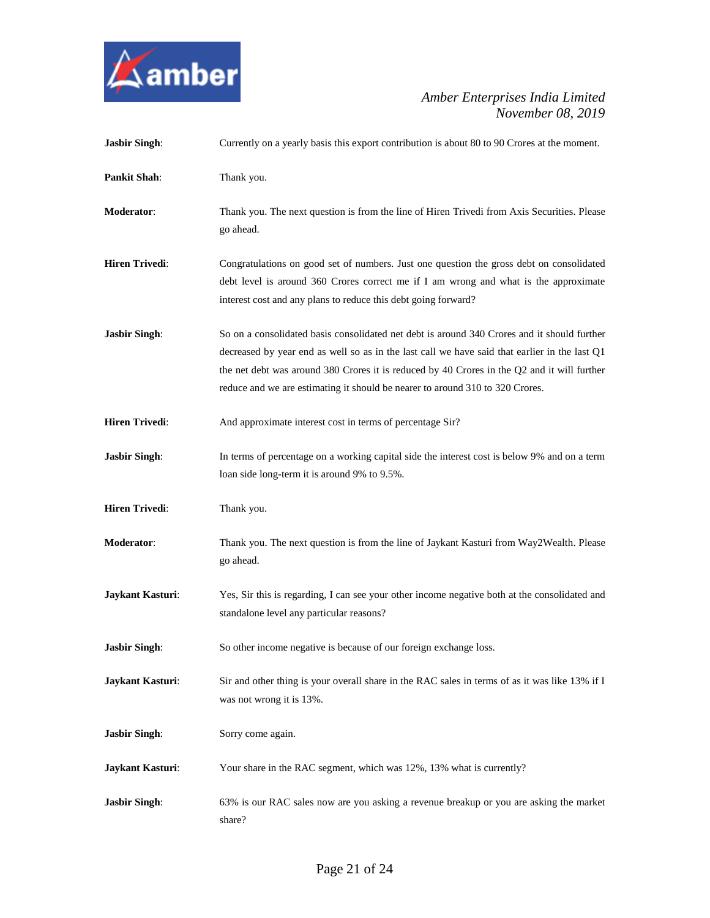**Jasbir Singh**: Currently on a yearly basis this export contribution is about 80 to 90 Crores at the moment.

**Pankit Shah**: Thank you.

**Moderator**: Thank you. The next question is from the line of Hiren Trivedi from Axis Securities. Please go ahead.

**Hiren Trivedi**: Congratulations on good set of numbers. Just one question the gross debt on consolidated debt level is around 360 Crores correct me if I am wrong and what is the approximate interest cost and any plans to reduce this debt going forward?

**Jasbir Singh**: So on a consolidated basis consolidated net debt is around 340 Crores and it should further decreased by year end as well so as in the last call we have said that earlier in the last Q1 the net debt was around 380 Crores it is reduced by 40 Crores in the Q2 and it will further reduce and we are estimating it should be nearer to around 310 to 320 Crores.

**Hiren Trivedi**: And approximate interest cost in terms of percentage Sir?

**Jasbir Singh**: In terms of percentage on a working capital side the interest cost is below 9% and on a term loan side long-term it is around 9% to 9.5%.

**Hiren Trivedi**: Thank you.

**Moderator**: Thank you. The next question is from the line of Jaykant Kasturi from Way2Wealth. Please go ahead.

**Jaykant Kasturi**: Yes, Sir this is regarding, I can see your other income negative both at the consolidated and standalone level any particular reasons?

**Jasbir Singh**: So other income negative is because of our foreign exchange loss.

**Jaykant Kasturi**: Sir and other thing is your overall share in the RAC sales in terms of as it was like 13% if I was not wrong it is 13%.

**Jasbir Singh**: Sorry come again.

**Jaykant Kasturi**: Your share in the RAC segment, which was 12%, 13% what is currently?

**Jasbir Singh**: 63% is our RAC sales now are you asking a revenue breakup or you are asking the market share?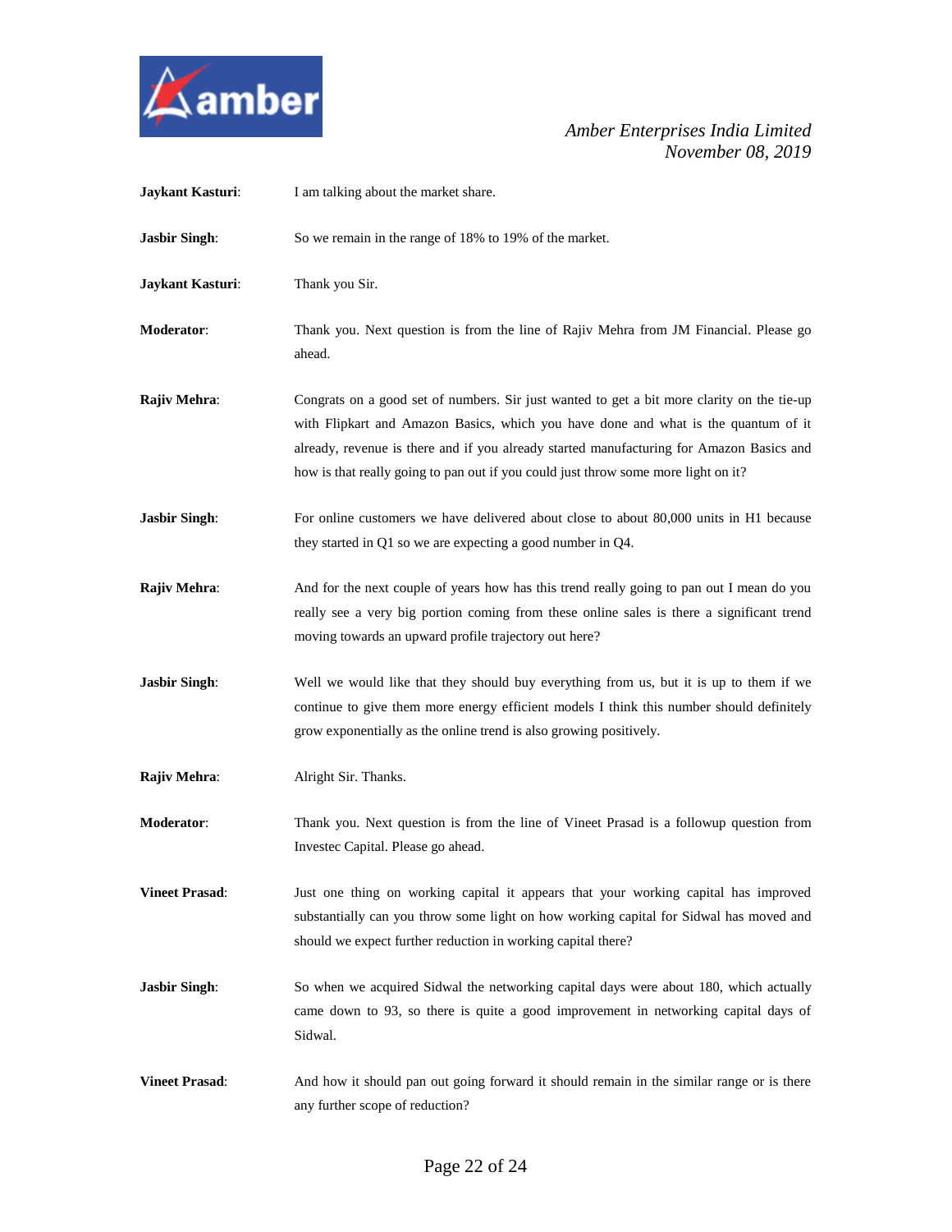**Jaykant Kasturi**: I am talking about the market share.

**Jasbir Singh**: So we remain in the range of 18% to 19% of the market.

**Jaykant Kasturi**: Thank you Sir.

**Moderator**: Thank you. Next question is from the line of Rajiv Mehra from JM Financial. Please go ahead.

**Rajiv Mehra**: Congrats on a good set of numbers. Sir just wanted to get a bit more clarity on the tie-up with Flipkart and Amazon Basics, which you have done and what is the quantum of it already, revenue is there and if you already started manufacturing for Amazon Basics and how is that really going to pan out if you could just throw some more light on it?

**Jasbir Singh**: For online customers we have delivered about close to about 80,000 units in H1 because they started in Q1 so we are expecting a good number in Q4.

**Rajiv Mehra**: And for the next couple of years how has this trend really going to pan out I mean do you really see a very big portion coming from these online sales is there a significant trend moving towards an upward profile trajectory out here?

**Jasbir Singh**: Well we would like that they should buy everything from us, but it is up to them if we continue to give them more energy efficient models I think this number should definitely grow exponentially as the online trend is also growing positively.

**Rajiv Mehra**: Alright Sir. Thanks.

**Moderator**: Thank you. Next question is from the line of Vineet Prasad is a followup question from Investec Capital. Please go ahead.

**Vineet Prasad**: Just one thing on working capital it appears that your working capital has improved substantially can you throw some light on how working capital for Sidwal has moved and should we expect further reduction in working capital there?

**Jasbir Singh**: So when we acquired Sidwal the networking capital days were about 180, which actually came down to 93, so there is quite a good improvement in networking capital days of Sidwal.

**Vineet Prasad**: And how it should pan out going forward it should remain in the similar range or is there any further scope of reduction?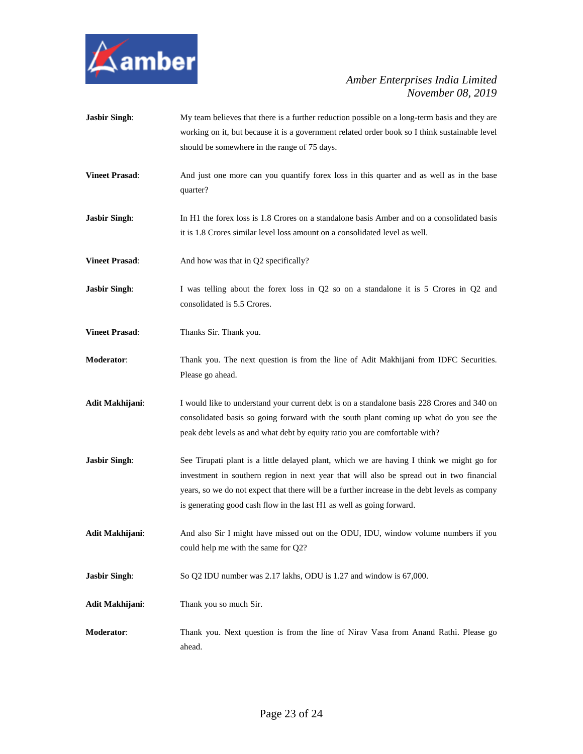**Jasbir Singh**: My team believes that there is a further reduction possible on a long-term basis and they are working on it, but because it is a government related order book so I think sustainable level should be somewhere in the range of 75 days.

**Vineet Prasad**: And just one more can you quantify forex loss in this quarter and as well as in the base quarter?

**Jasbir Singh**: In H1 the forex loss is 1.8 Crores on a standalone basis Amber and on a consolidated basis it is 1.8 Crores similar level loss amount on a consolidated level as well.

**Vineet Prasad**: And how was that in Q2 specifically?

**Jasbir Singh**: I was telling about the forex loss in Q2 so on a standalone it is 5 Crores in Q2 and consolidated is 5.5 Crores.

**Vineet Prasad**: Thanks Sir. Thank you.

**Moderator**: Thank you. The next question is from the line of Adit Makhijani from IDFC Securities. Please go ahead.

**Adit Makhijani**: I would like to understand your current debt is on a standalone basis 228 Crores and 340 on consolidated basis so going forward with the south plant coming up what do you see the peak debt levels as and what debt by equity ratio you are comfortable with?

**Jasbir Singh**: See Tirupati plant is a little delayed plant, which we are having I think we might go for investment in southern region in next year that will also be spread out in two financial years, so we do not expect that there will be a further increase in the debt levels as company is generating good cash flow in the last H1 as well as going forward.

**Adit Makhijani**: And also Sir I might have missed out on the ODU, IDU, window volume numbers if you could help me with the same for Q2?

**Jasbir Singh**: So Q2 IDU number was 2.17 lakhs, ODU is 1.27 and window is 67,000.

**Adit Makhijani**: Thank you so much Sir.

**Moderator**: Thank you. Next question is from the line of Nirav Vasa from Anand Rathi. Please go ahead.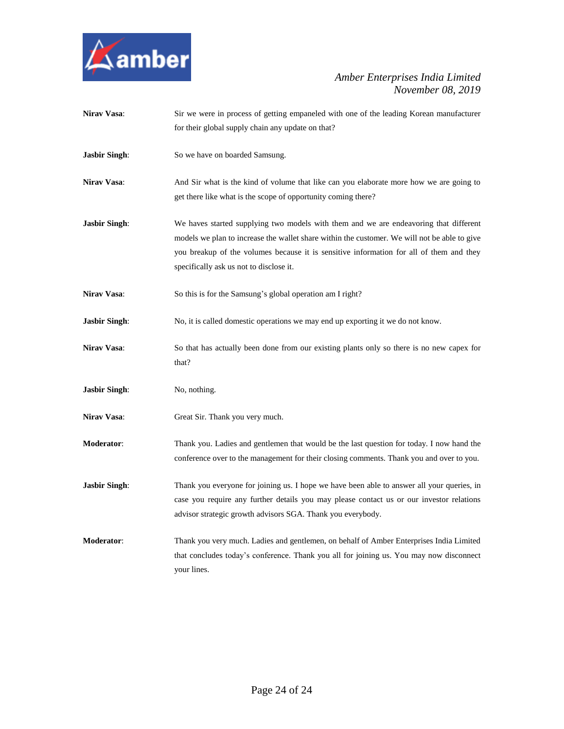**Nirav Vasa**: Sir we were in process of getting empaneled with one of the leading Korean manufacturer for their global supply chain any update on that?

**Jasbir Singh**: So we have on boarded Samsung.

**Nirav Vasa**: And Sir what is the kind of volume that like can you elaborate more how we are going to get there like what is the scope of opportunity coming there?

**Jasbir Singh**: We haves started supplying two models with them and we are endeavoring that different models we plan to increase the wallet share within the customer. We will not be able to give you breakup of the volumes because it is sensitive information for all of them and they specifically ask us not to disclose it.

**Nirav Vasa**: So this is for the Samsung's global operation am I right?

**Jasbir Singh**: No, it is called domestic operations we may end up exporting it we do not know.

**Nirav Vasa**: So that has actually been done from our existing plants only so there is no new capex for that?

**Jasbir Singh**: No, nothing.

**Nirav Vasa**: Great Sir. Thank you very much.

**Moderator**: Thank you. Ladies and gentlemen that would be the last question for today. I now hand the conference over to the management for their closing comments. Thank you and over to you.

**Jasbir Singh**: Thank you everyone for joining us. I hope we have been able to answer all your queries, in case you require any further details you may please contact us or our investor relations advisor strategic growth advisors SGA. Thank you everybody.

**Moderator**: Thank you very much. Ladies and gentlemen, on behalf of Amber Enterprises India Limited that concludes today's conference. Thank you all for joining us. You may now disconnect your lines.